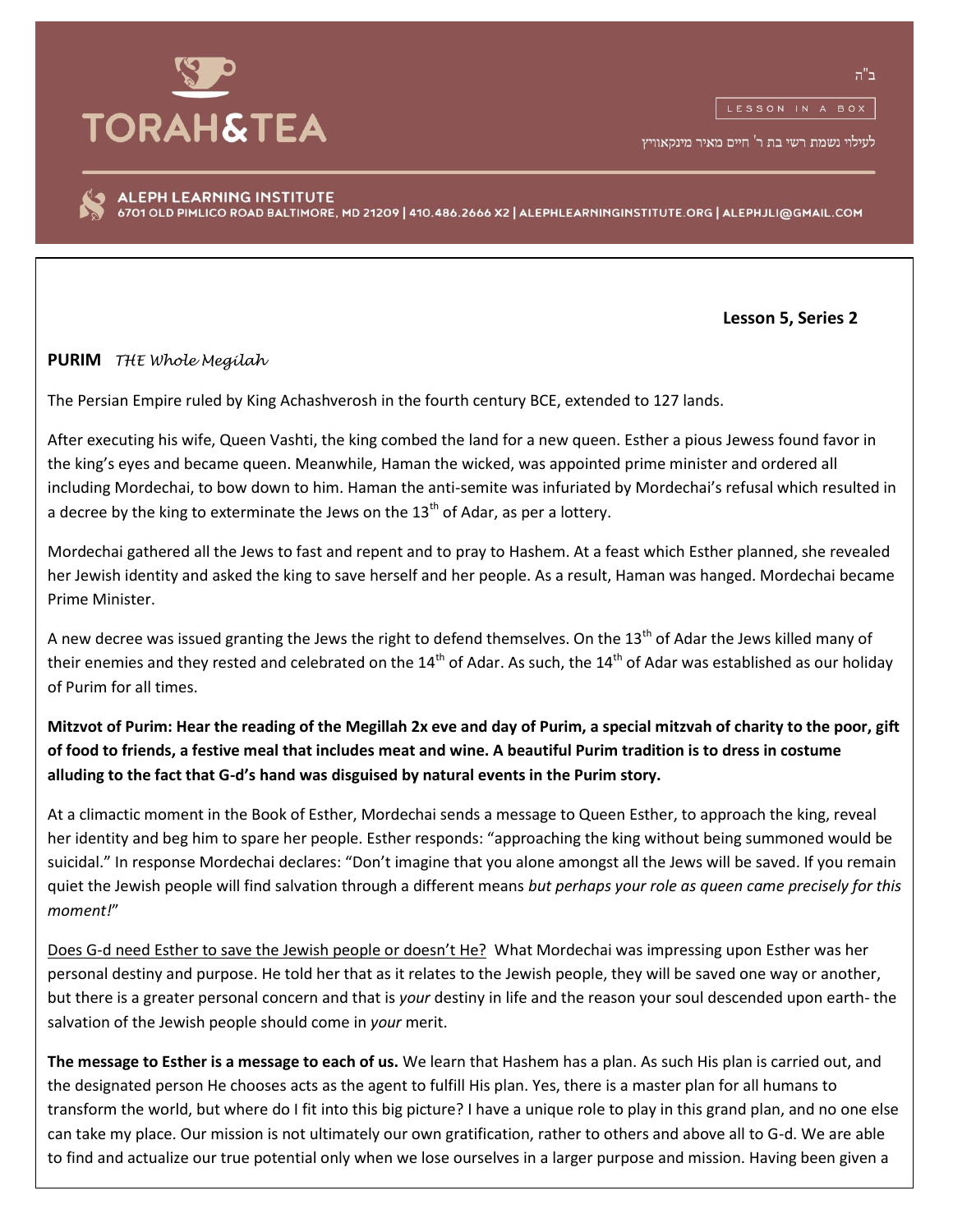TORAH&TEA

ב"ה

LESSON IN A BOX

לעילוי נשמת רשי בת ר' חיים מאיר מינקאוויץ

ALEPH LEARNING INSTITUTE
6701 OLD PIMLICO ROAD BALTIMORE, MD 21209 | 410.486.2666 X2 | ALEPHLEARNINGINSTITUTE.ORG | ALEPHJLI@GMAIL.COM

**Lesson 5, Series 2**

**PURIM** *THE Whole Megilah*

The Persian Empire ruled by King Achashverosh in the fourth century BCE, extended to 127 lands.

After executing his wife, Queen Vashti, the king combed the land for a new queen. Esther a pious Jewess found favor in the king's eyes and became queen. Meanwhile, Haman the wicked, was appointed prime minister and ordered all including Mordechai, to bow down to him. Haman the anti-semite was infuriated by Mordechai's refusal which resulted in a decree by the king to exterminate the Jews on the 13th of Adar, as per a lottery.

Mordechai gathered all the Jews to fast and repent and to pray to Hashem. At a feast which Esther planned, she revealed her Jewish identity and asked the king to save herself and her people. As a result, Haman was hanged. Mordechai became Prime Minister.

A new decree was issued granting the Jews the right to defend themselves. On the 13th of Adar the Jews killed many of their enemies and they rested and celebrated on the 14th of Adar. As such, the 14th of Adar was established as our holiday of Purim for all times.

**Mitzvot of Purim: Hear the reading of the Megillah 2x eve and day of Purim, a special mitzvah of charity to the poor, gift of food to friends, a festive meal that includes meat and wine. A beautiful Purim tradition is to dress in costume alluding to the fact that G-d's hand was disguised by natural events in the Purim story.**

At a climactic moment in the Book of Esther, Mordechai sends a message to Queen Esther, to approach the king, reveal her identity and beg him to spare her people. Esther responds: "approaching the king without being summoned would be suicidal." In response Mordechai declares: "Don't imagine that you alone amongst all the Jews will be saved. If you remain quiet the Jewish people will find salvation through a different means *but perhaps your role as queen came precisely for this moment!*"

<u>Does G-d need Esther to save the Jewish people or doesn't He?</u> What Mordechai was impressing upon Esther was her personal destiny and purpose. He told her that as it relates to the Jewish people, they will be saved one way or another, but there is a greater personal concern and that is *your* destiny in life and the reason your soul descended upon earth- the salvation of the Jewish people should come in *your* merit.

**The message to Esther is a message to each of us.** We learn that Hashem has a plan. As such His plan is carried out, and the designated person He chooses acts as the agent to fulfill His plan. Yes, there is a master plan for all humans to transform the world, but where do I fit into this big picture? I have a unique role to play in this grand plan, and no one else can take my place. Our mission is not ultimately our own gratification, rather to others and above all to G-d. We are able to find and actualize our true potential only when we lose ourselves in a larger purpose and mission. Having been given a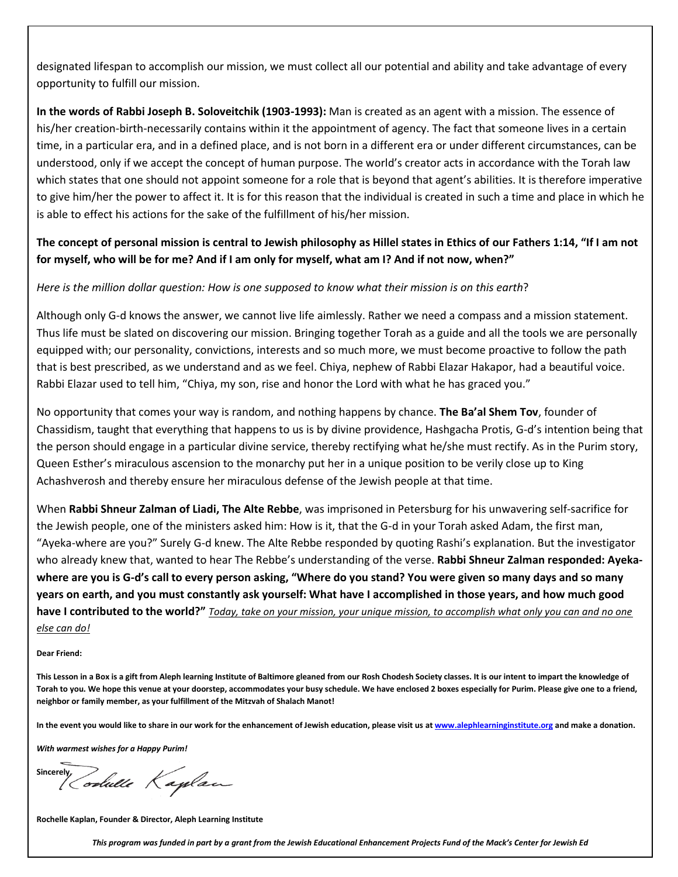designated lifespan to accomplish our mission, we must collect all our potential and ability and take advantage of every opportunity to fulfill our mission.

**In the words of Rabbi Joseph B. Soloveitchik (1903-1993):** Man is created as an agent with a mission. The essence of his/her creation-birth-necessarily contains within it the appointment of agency. The fact that someone lives in a certain time, in a particular era, and in a defined place, and is not born in a different era or under different circumstances, can be understood, only if we accept the concept of human purpose. The world's creator acts in accordance with the Torah law which states that one should not appoint someone for a role that is beyond that agent's abilities. It is therefore imperative to give him/her the power to affect it. It is for this reason that the individual is created in such a time and place in which he is able to effect his actions for the sake of the fulfillment of his/her mission.

**The concept of personal mission is central to Jewish philosophy as Hillel states in Ethics of our Fathers 1:14, "If I am not for myself, who will be for me? And if I am only for myself, what am I? And if not now, when?"**

*Here is the million dollar question: How is one supposed to know what their mission is on this earth*?

Although only G-d knows the answer, we cannot live life aimlessly. Rather we need a compass and a mission statement. Thus life must be slated on discovering our mission. Bringing together Torah as a guide and all the tools we are personally equipped with; our personality, convictions, interests and so much more, we must become proactive to follow the path that is best prescribed, as we understand and as we feel. Chiya, nephew of Rabbi Elazar Hakapor, had a beautiful voice. Rabbi Elazar used to tell him, "Chiya, my son, rise and honor the Lord with what he has graced you."

No opportunity that comes your way is random, and nothing happens by chance. **The Ba'al Shem Tov**, founder of Chassidism, taught that everything that happens to us is by divine providence, Hashgacha Protis, G-d's intention being that the person should engage in a particular divine service, thereby rectifying what he/she must rectify. As in the Purim story, Queen Esther's miraculous ascension to the monarchy put her in a unique position to be verily close up to King Achashverosh and thereby ensure her miraculous defense of the Jewish people at that time.

When **Rabbi Shneur Zalman of Liadi, The Alte Rebbe**, was imprisoned in Petersburg for his unwavering self-sacrifice for the Jewish people, one of the ministers asked him: How is it, that the G-d in your Torah asked Adam, the first man, "Ayeka-where are you?" Surely G-d knew. The Alte Rebbe responded by quoting Rashi's explanation. But the investigator who already knew that, wanted to hear The Rebbe's understanding of the verse. **Rabbi Shneur Zalman responded: Ayeka-where are you is G-d's call to every person asking, "Where do you stand? You were given so many days and so many years on earth, and you must constantly ask yourself: What have I accomplished in those years, and how much good have I contributed to the world?"** *Today, take on your mission, your unique mission, to accomplish what only you can and no one else can do!*

**Dear Friend:**

**This Lesson in a Box is a gift from Aleph learning Institute of Baltimore gleaned from our Rosh Chodesh Society classes. It is our intent to impart the knowledge of Torah to you. We hope this venue at your doorstep, accommodates your busy schedule. We have enclosed 2 boxes especially for Purim. Please give one to a friend, neighbor or family member, as your fulfillment of the Mitzvah of Shalach Manot!**

**In the event you would like to share in our work for the enhancement of Jewish education, please visit us at www.alephlearninginstitute.org and make a donation.**

***With warmest wishes for a Happy Purim!***

**Sincerely,** Rochelle Kaplan

**Rochelle Kaplan, Founder & Director, Aleph Learning Institute**

***This program was funded in part by a grant from the Jewish Educational Enhancement Projects Fund of the Mack's Center for Jewish Ed***